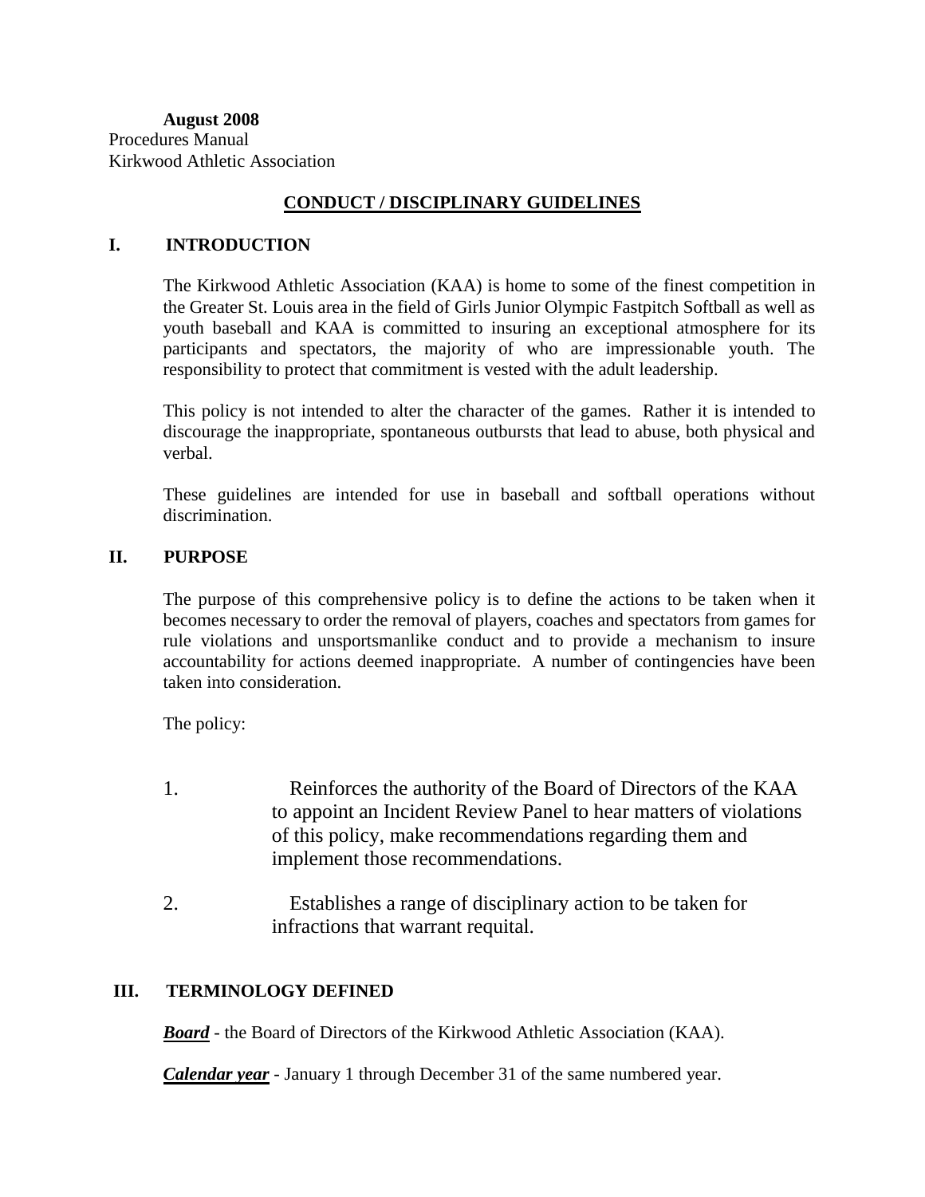**August 2008**
Procedures Manual
Kirkwood Athletic Association

## CONDUCT / DISCIPLINARY GUIDELINES

### I. INTRODUCTION

The Kirkwood Athletic Association (KAA) is home to some of the finest competition in the Greater St. Louis area in the field of Girls Junior Olympic Fastpitch Softball as well as youth baseball and KAA is committed to insuring an exceptional atmosphere for its participants and spectators, the majority of who are impressionable youth. The responsibility to protect that commitment is vested with the adult leadership.

This policy is not intended to alter the character of the games. Rather it is intended to discourage the inappropriate, spontaneous outbursts that lead to abuse, both physical and verbal.

These guidelines are intended for use in baseball and softball operations without discrimination.

### II. PURPOSE

The purpose of this comprehensive policy is to define the actions to be taken when it becomes necessary to order the removal of players, coaches and spectators from games for rule violations and unsportsmanlike conduct and to provide a mechanism to insure accountability for actions deemed inappropriate. A number of contingencies have been taken into consideration.

The policy:

1. Reinforces the authority of the Board of Directors of the KAA to appoint an Incident Review Panel to hear matters of violations of this policy, make recommendations regarding them and implement those recommendations.

2. Establishes a range of disciplinary action to be taken for infractions that warrant requital.

### III. TERMINOLOGY DEFINED

***Board*** - the Board of Directors of the Kirkwood Athletic Association (KAA).

***Calendar year*** - January 1 through December 31 of the same numbered year.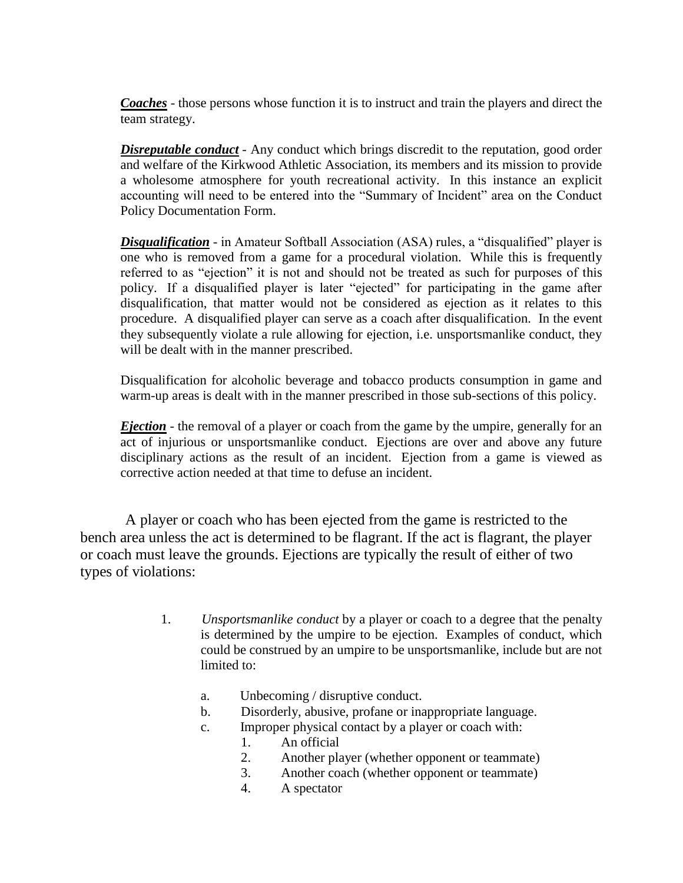***Coaches*** - those persons whose function it is to instruct and train the players and direct the team strategy.

***Disreputable conduct*** - Any conduct which brings discredit to the reputation, good order and welfare of the Kirkwood Athletic Association, its members and its mission to provide a wholesome atmosphere for youth recreational activity. In this instance an explicit accounting will need to be entered into the "Summary of Incident" area on the Conduct Policy Documentation Form.

***Disqualification*** - in Amateur Softball Association (ASA) rules, a "disqualified" player is one who is removed from a game for a procedural violation. While this is frequently referred to as "ejection" it is not and should not be treated as such for purposes of this policy. If a disqualified player is later "ejected" for participating in the game after disqualification, that matter would not be considered as ejection as it relates to this procedure. A disqualified player can serve as a coach after disqualification. In the event they subsequently violate a rule allowing for ejection, i.e. unsportsmanlike conduct, they will be dealt with in the manner prescribed.

Disqualification for alcoholic beverage and tobacco products consumption in game and warm-up areas is dealt with in the manner prescribed in those sub-sections of this policy.

***Ejection*** - the removal of a player or coach from the game by the umpire, generally for an act of injurious or unsportsmanlike conduct. Ejections are over and above any future disciplinary actions as the result of an incident. Ejection from a game is viewed as corrective action needed at that time to defuse an incident.

A player or coach who has been ejected from the game is restricted to the bench area unless the act is determined to be flagrant. If the act is flagrant, the player or coach must leave the grounds. Ejections are typically the result of either of two types of violations:

1. *Unsportsmanlike conduct* by a player or coach to a degree that the penalty is determined by the umpire to be ejection. Examples of conduct, which could be construed by an umpire to be unsportsmanlike, include but are not limited to:

   a. Unbecoming / disruptive conduct.
   b. Disorderly, abusive, profane or inappropriate language.
   c. Improper physical contact by a player or coach with:
      1. An official
      2. Another player (whether opponent or teammate)
      3. Another coach (whether opponent or teammate)
      4. A spectator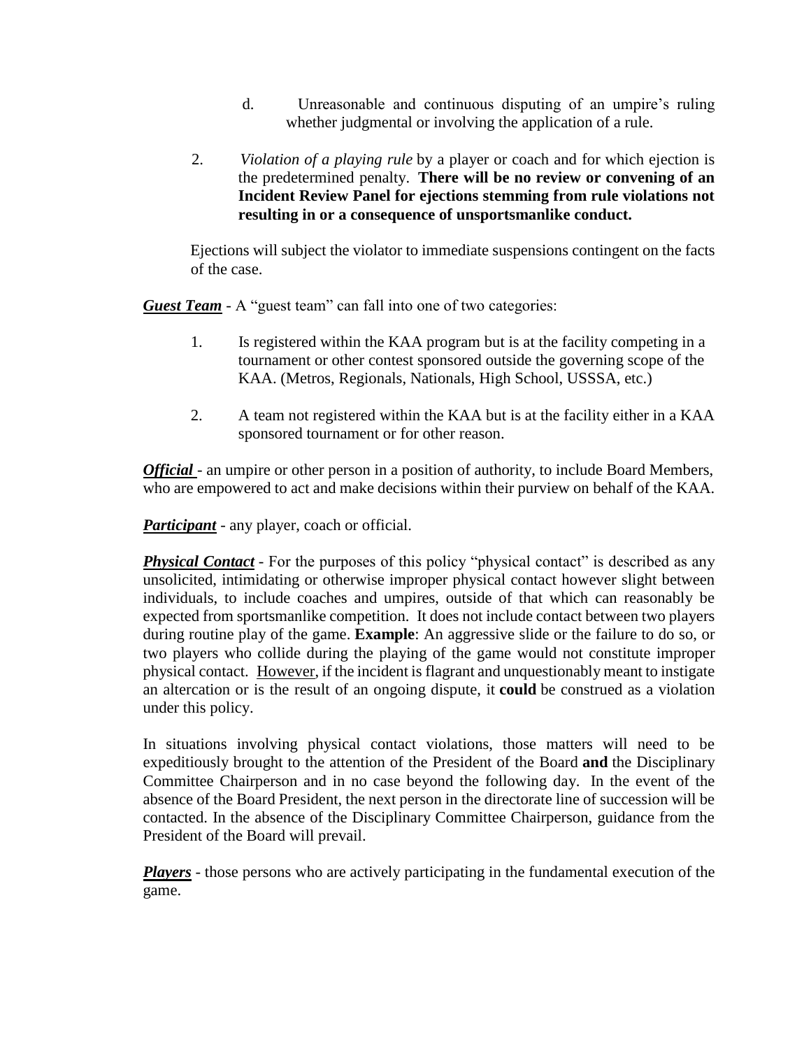d. Unreasonable and continuous disputing of an umpire's ruling whether judgmental or involving the application of a rule.

2. *Violation of a playing rule* by a player or coach and for which ejection is the predetermined penalty. **There will be no review or convening of an Incident Review Panel for ejections stemming from rule violations not resulting in or a consequence of unsportsmanlike conduct.**

Ejections will subject the violator to immediate suspensions contingent on the facts of the case.

***<u>Guest Team</u>*** - A "guest team" can fall into one of two categories:

1. Is registered within the KAA program but is at the facility competing in a tournament or other contest sponsored outside the governing scope of the KAA. (Metros, Regionals, Nationals, High School, USSSA, etc.)

2. A team not registered within the KAA but is at the facility either in a KAA sponsored tournament or for other reason.

***<u>Official</u>*** - an umpire or other person in a position of authority, to include Board Members, who are empowered to act and make decisions within their purview on behalf of the KAA.

***<u>Participant</u>*** - any player, coach or official.

***<u>Physical Contact</u>*** - For the purposes of this policy "physical contact" is described as any unsolicited, intimidating or otherwise improper physical contact however slight between individuals, to include coaches and umpires, outside of that which can reasonably be expected from sportsmanlike competition. It does not include contact between two players during routine play of the game. **Example**: An aggressive slide or the failure to do so, or two players who collide during the playing of the game would not constitute improper physical contact. <u>However</u>, if the incident is flagrant and unquestionably meant to instigate an altercation or is the result of an ongoing dispute, it **could** be construed as a violation under this policy.

In situations involving physical contact violations, those matters will need to be expeditiously brought to the attention of the President of the Board **and** the Disciplinary Committee Chairperson and in no case beyond the following day. In the event of the absence of the Board President, the next person in the directorate line of succession will be contacted. In the absence of the Disciplinary Committee Chairperson, guidance from the President of the Board will prevail.

***<u>Players</u>*** - those persons who are actively participating in the fundamental execution of the game.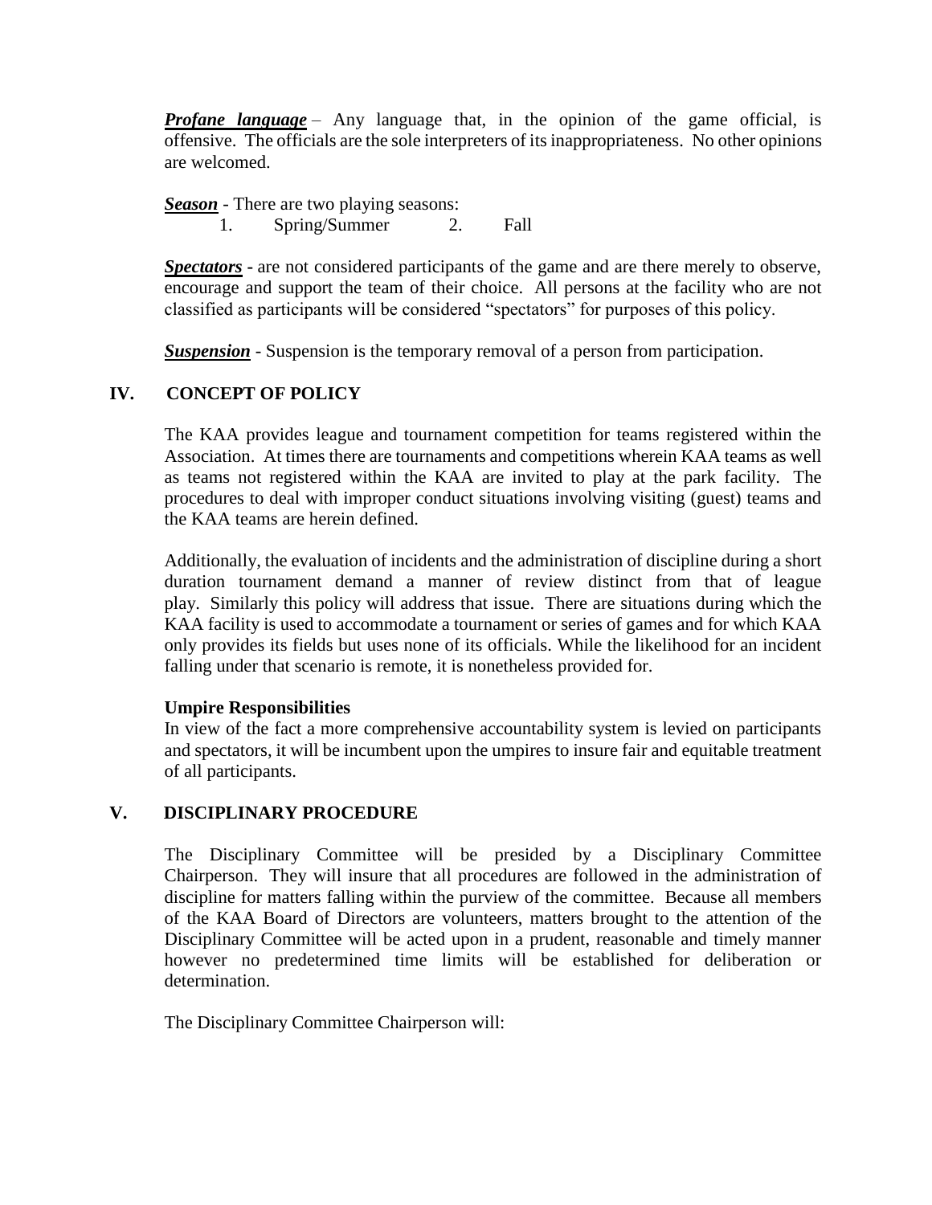***Profane language*** – Any language that, in the opinion of the game official, is offensive. The officials are the sole interpreters of its inappropriateness. No other opinions are welcomed.

***Season*** - There are two playing seasons:

1. Spring/Summer
2. Fall

***Spectators*** - are not considered participants of the game and are there merely to observe, encourage and support the team of their choice. All persons at the facility who are not classified as participants will be considered "spectators" for purposes of this policy.

***Suspension*** - Suspension is the temporary removal of a person from participation.

## IV. CONCEPT OF POLICY

The KAA provides league and tournament competition for teams registered within the Association. At times there are tournaments and competitions wherein KAA teams as well as teams not registered within the KAA are invited to play at the park facility. The procedures to deal with improper conduct situations involving visiting (guest) teams and the KAA teams are herein defined.

Additionally, the evaluation of incidents and the administration of discipline during a short duration tournament demand a manner of review distinct from that of league play. Similarly this policy will address that issue. There are situations during which the KAA facility is used to accommodate a tournament or series of games and for which KAA only provides its fields but uses none of its officials. While the likelihood for an incident falling under that scenario is remote, it is nonetheless provided for.

**Umpire Responsibilities**

In view of the fact a more comprehensive accountability system is levied on participants and spectators, it will be incumbent upon the umpires to insure fair and equitable treatment of all participants.

## V. DISCIPLINARY PROCEDURE

The Disciplinary Committee will be presided by a Disciplinary Committee Chairperson. They will insure that all procedures are followed in the administration of discipline for matters falling within the purview of the committee. Because all members of the KAA Board of Directors are volunteers, matters brought to the attention of the Disciplinary Committee will be acted upon in a prudent, reasonable and timely manner however no predetermined time limits will be established for deliberation or determination.

The Disciplinary Committee Chairperson will: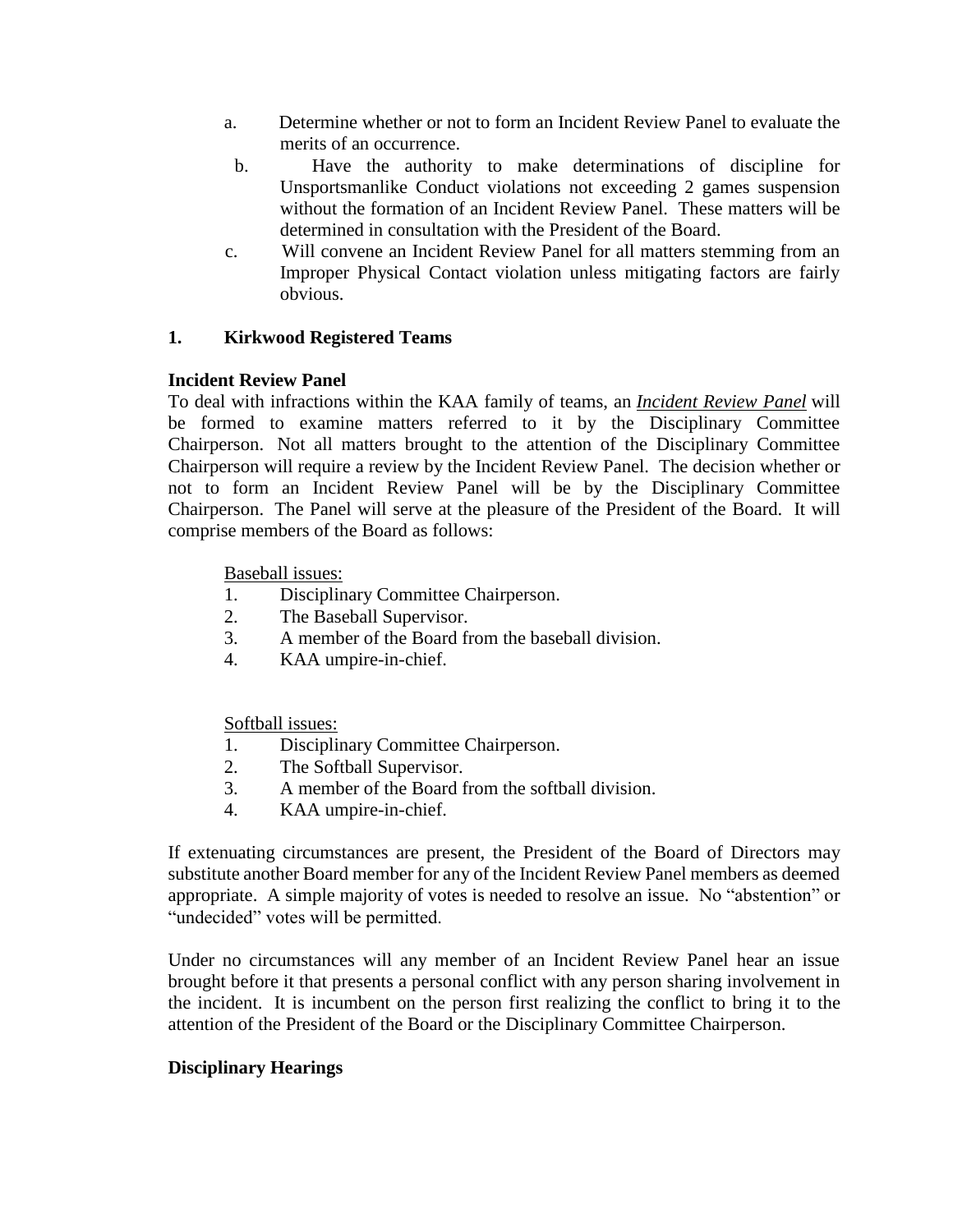a. Determine whether or not to form an Incident Review Panel to evaluate the merits of an occurrence.

b. Have the authority to make determinations of discipline for Unsportsmanlike Conduct violations not exceeding 2 games suspension without the formation of an Incident Review Panel. These matters will be determined in consultation with the President of the Board.

c. Will convene an Incident Review Panel for all matters stemming from an Improper Physical Contact violation unless mitigating factors are fairly obvious.

**1. Kirkwood Registered Teams**

**Incident Review Panel**

To deal with infractions within the KAA family of teams, an ***Incident Review Panel*** will be formed to examine matters referred to it by the Disciplinary Committee Chairperson. Not all matters brought to the attention of the Disciplinary Committee Chairperson will require a review by the Incident Review Panel. The decision whether or not to form an Incident Review Panel will be by the Disciplinary Committee Chairperson. The Panel will serve at the pleasure of the President of the Board. It will comprise members of the Board as follows:

Baseball issues:

1. Disciplinary Committee Chairperson.
2. The Baseball Supervisor.
3. A member of the Board from the baseball division.
4. KAA umpire-in-chief.

Softball issues:

1. Disciplinary Committee Chairperson.
2. The Softball Supervisor.
3. A member of the Board from the softball division.
4. KAA umpire-in-chief.

If extenuating circumstances are present, the President of the Board of Directors may substitute another Board member for any of the Incident Review Panel members as deemed appropriate. A simple majority of votes is needed to resolve an issue. No "abstention" or "undecided" votes will be permitted.

Under no circumstances will any member of an Incident Review Panel hear an issue brought before it that presents a personal conflict with any person sharing involvement in the incident. It is incumbent on the person first realizing the conflict to bring it to the attention of the President of the Board or the Disciplinary Committee Chairperson.

**Disciplinary Hearings**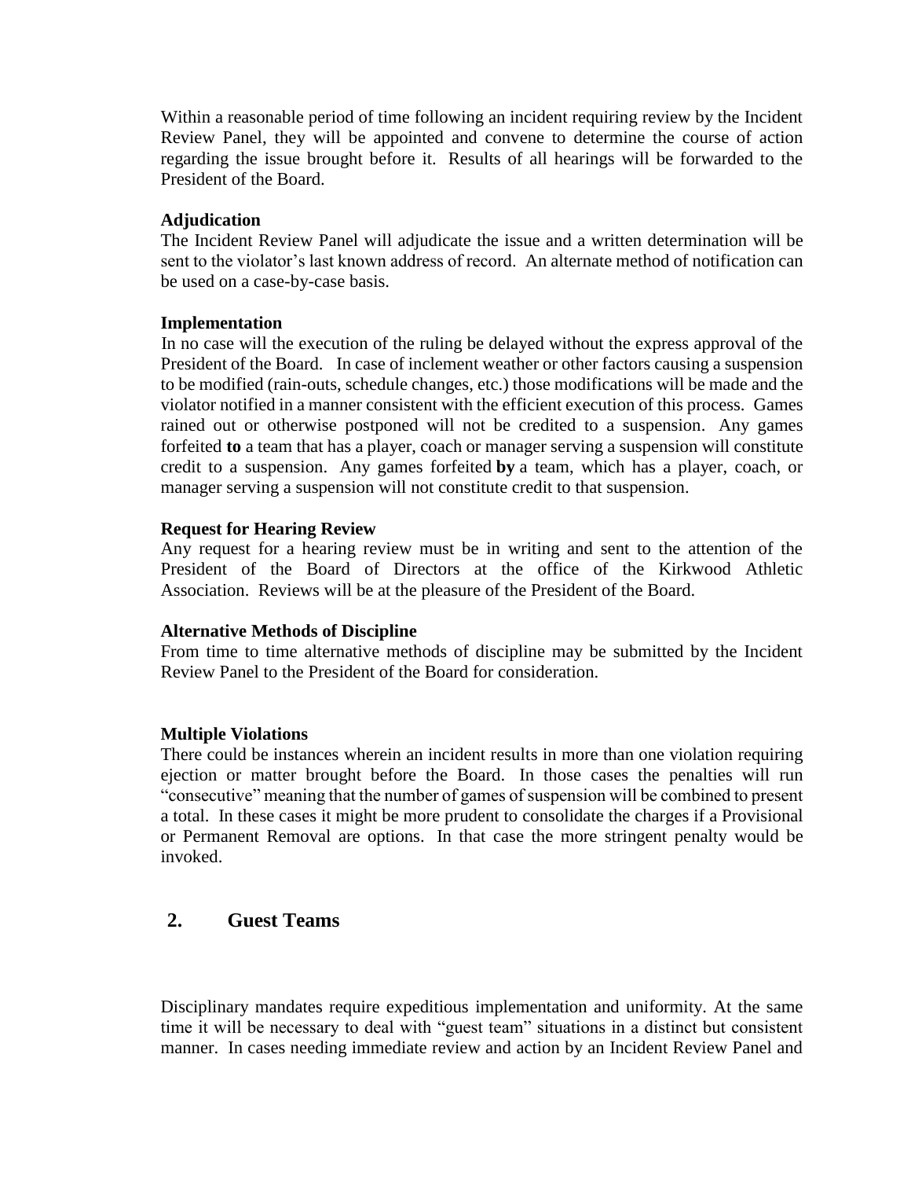Within a reasonable period of time following an incident requiring review by the Incident Review Panel, they will be appointed and convene to determine the course of action regarding the issue brought before it. Results of all hearings will be forwarded to the President of the Board.

**Adjudication**

The Incident Review Panel will adjudicate the issue and a written determination will be sent to the violator's last known address of record. An alternate method of notification can be used on a case-by-case basis.

**Implementation**

In no case will the execution of the ruling be delayed without the express approval of the President of the Board. In case of inclement weather or other factors causing a suspension to be modified (rain-outs, schedule changes, etc.) those modifications will be made and the violator notified in a manner consistent with the efficient execution of this process. Games rained out or otherwise postponed will not be credited to a suspension. Any games forfeited **to** a team that has a player, coach or manager serving a suspension will constitute credit to a suspension. Any games forfeited **by** a team, which has a player, coach, or manager serving a suspension will not constitute credit to that suspension.

**Request for Hearing Review**

Any request for a hearing review must be in writing and sent to the attention of the President of the Board of Directors at the office of the Kirkwood Athletic Association. Reviews will be at the pleasure of the President of the Board.

**Alternative Methods of Discipline**

From time to time alternative methods of discipline may be submitted by the Incident Review Panel to the President of the Board for consideration.

**Multiple Violations**

There could be instances wherein an incident results in more than one violation requiring ejection or matter brought before the Board. In those cases the penalties will run "consecutive" meaning that the number of games of suspension will be combined to present a total. In these cases it might be more prudent to consolidate the charges if a Provisional or Permanent Removal are options. In that case the more stringent penalty would be invoked.

## 2. Guest Teams

Disciplinary mandates require expeditious implementation and uniformity. At the same time it will be necessary to deal with "guest team" situations in a distinct but consistent manner. In cases needing immediate review and action by an Incident Review Panel and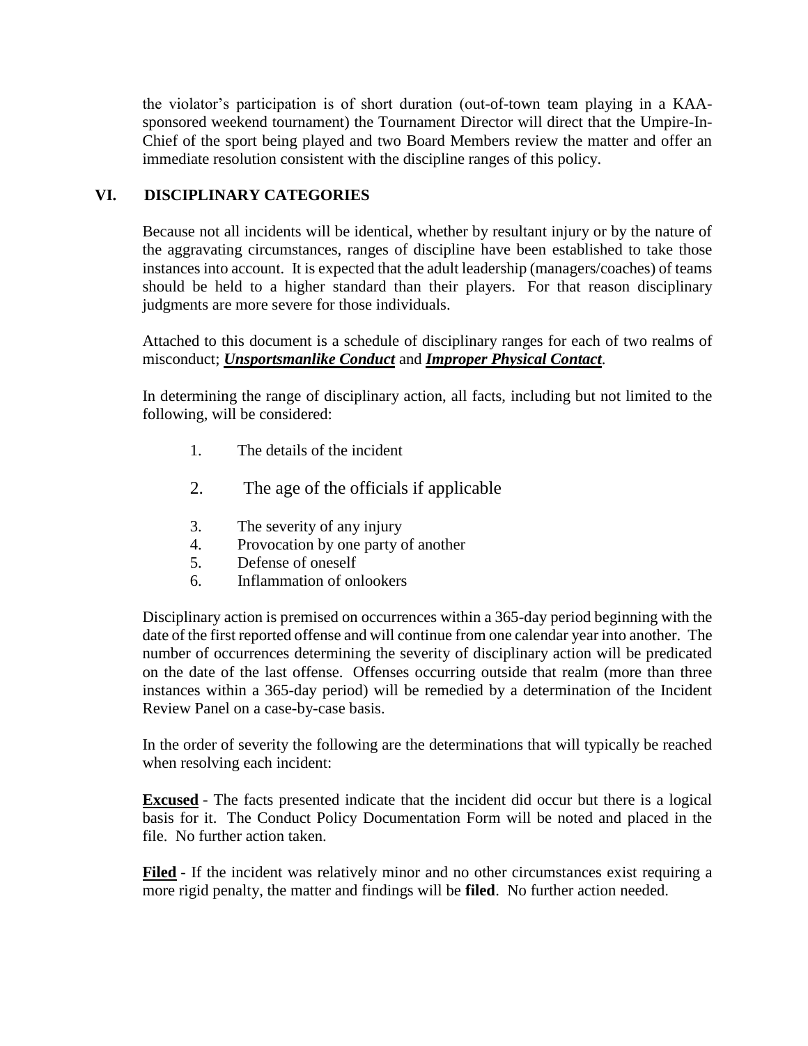the violator's participation is of short duration (out-of-town team playing in a KAA-sponsored weekend tournament) the Tournament Director will direct that the Umpire-In-Chief of the sport being played and two Board Members review the matter and offer an immediate resolution consistent with the discipline ranges of this policy.

## VI. DISCIPLINARY CATEGORIES

Because not all incidents will be identical, whether by resultant injury or by the nature of the aggravating circumstances, ranges of discipline have been established to take those instances into account. It is expected that the adult leadership (managers/coaches) of teams should be held to a higher standard than their players. For that reason disciplinary judgments are more severe for those individuals.

Attached to this document is a schedule of disciplinary ranges for each of two realms of misconduct; ***Unsportsmanlike Conduct*** and ***Improper Physical Contact***.

In determining the range of disciplinary action, all facts, including but not limited to the following, will be considered:

1. The details of the incident
2. The age of the officials if applicable
3. The severity of any injury
4. Provocation by one party of another
5. Defense of oneself
6. Inflammation of onlookers

Disciplinary action is premised on occurrences within a 365-day period beginning with the date of the first reported offense and will continue from one calendar year into another. The number of occurrences determining the severity of disciplinary action will be predicated on the date of the last offense. Offenses occurring outside that realm (more than three instances within a 365-day period) will be remedied by a determination of the Incident Review Panel on a case-by-case basis.

In the order of severity the following are the determinations that will typically be reached when resolving each incident:

**Excused** - The facts presented indicate that the incident did occur but there is a logical basis for it. The Conduct Policy Documentation Form will be noted and placed in the file. No further action taken.

**Filed** - If the incident was relatively minor and no other circumstances exist requiring a more rigid penalty, the matter and findings will be **filed**. No further action needed.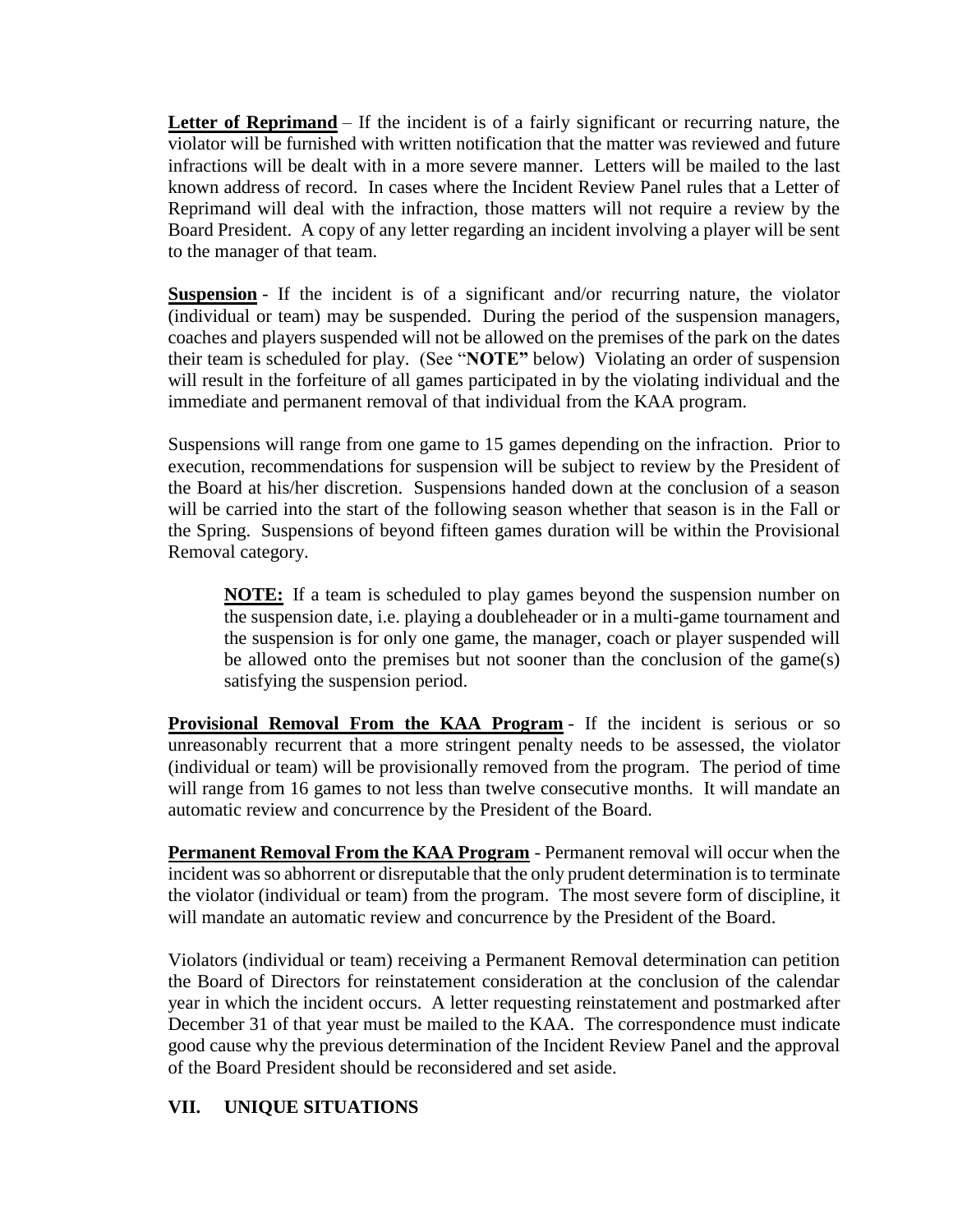**<u>Letter of Reprimand</u>** – If the incident is of a fairly significant or recurring nature, the violator will be furnished with written notification that the matter was reviewed and future infractions will be dealt with in a more severe manner. Letters will be mailed to the last known address of record. In cases where the Incident Review Panel rules that a Letter of Reprimand will deal with the infraction, those matters will not require a review by the Board President. A copy of any letter regarding an incident involving a player will be sent to the manager of that team.

**<u>Suspension</u>** - If the incident is of a significant and/or recurring nature, the violator (individual or team) may be suspended. During the period of the suspension managers, coaches and players suspended will not be allowed on the premises of the park on the dates their team is scheduled for play. (See "**NOTE"** below) Violating an order of suspension will result in the forfeiture of all games participated in by the violating individual and the immediate and permanent removal of that individual from the KAA program.

Suspensions will range from one game to 15 games depending on the infraction. Prior to execution, recommendations for suspension will be subject to review by the President of the Board at his/her discretion. Suspensions handed down at the conclusion of a season will be carried into the start of the following season whether that season is in the Fall or the Spring. Suspensions of beyond fifteen games duration will be within the Provisional Removal category.

> **<u>NOTE:</u>** If a team is scheduled to play games beyond the suspension number on the suspension date, i.e. playing a doubleheader or in a multi-game tournament and the suspension is for only one game, the manager, coach or player suspended will be allowed onto the premises but not sooner than the conclusion of the game(s) satisfying the suspension period.

**<u>Provisional Removal From the KAA Program</u>** - If the incident is serious or so unreasonably recurrent that a more stringent penalty needs to be assessed, the violator (individual or team) will be provisionally removed from the program. The period of time will range from 16 games to not less than twelve consecutive months. It will mandate an automatic review and concurrence by the President of the Board.

**<u>Permanent Removal From the KAA Program</u>** - Permanent removal will occur when the incident was so abhorrent or disreputable that the only prudent determination is to terminate the violator (individual or team) from the program. The most severe form of discipline, it will mandate an automatic review and concurrence by the President of the Board.

Violators (individual or team) receiving a Permanent Removal determination can petition the Board of Directors for reinstatement consideration at the conclusion of the calendar year in which the incident occurs. A letter requesting reinstatement and postmarked after December 31 of that year must be mailed to the KAA. The correspondence must indicate good cause why the previous determination of the Incident Review Panel and the approval of the Board President should be reconsidered and set aside.

## VII. UNIQUE SITUATIONS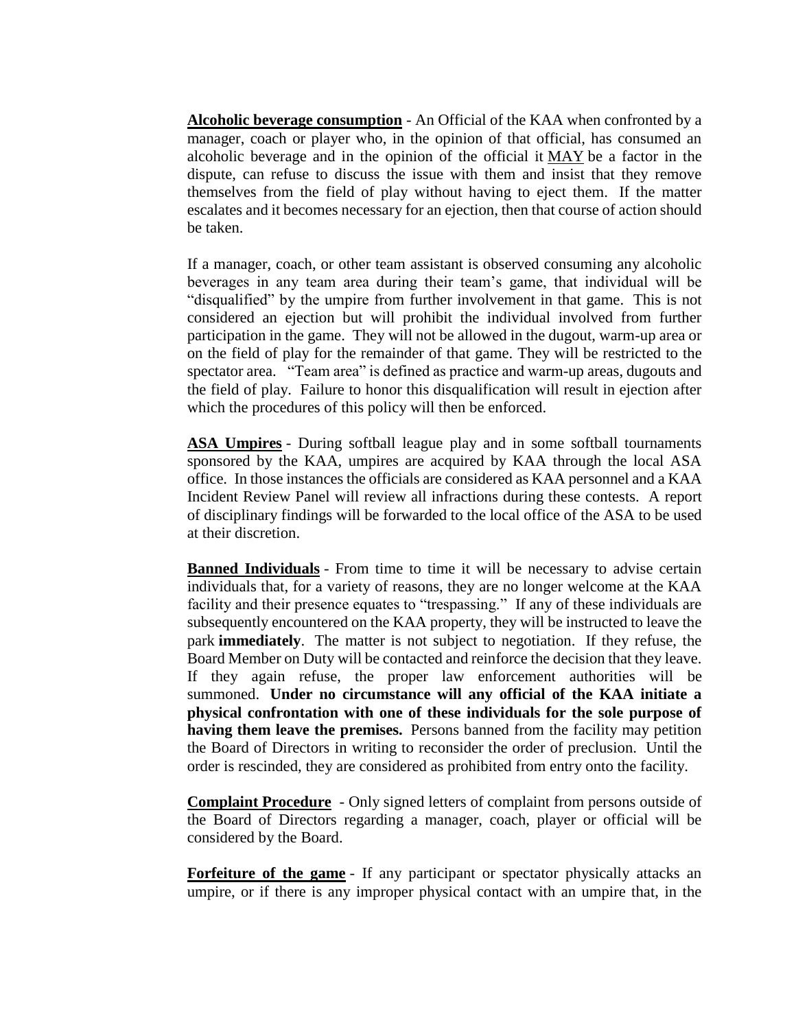<u>**Alcoholic beverage consumption**</u> - An Official of the KAA when confronted by a manager, coach or player who, in the opinion of that official, has consumed an alcoholic beverage and in the opinion of the official it <u>MAY</u> be a factor in the dispute, can refuse to discuss the issue with them and insist that they remove themselves from the field of play without having to eject them. If the matter escalates and it becomes necessary for an ejection, then that course of action should be taken.

If a manager, coach, or other team assistant is observed consuming any alcoholic beverages in any team area during their team's game, that individual will be "disqualified" by the umpire from further involvement in that game. This is not considered an ejection but will prohibit the individual involved from further participation in the game. They will not be allowed in the dugout, warm-up area or on the field of play for the remainder of that game. They will be restricted to the spectator area. "Team area" is defined as practice and warm-up areas, dugouts and the field of play. Failure to honor this disqualification will result in ejection after which the procedures of this policy will then be enforced.

<u>**ASA Umpires**</u> - During softball league play and in some softball tournaments sponsored by the KAA, umpires are acquired by KAA through the local ASA office. In those instances the officials are considered as KAA personnel and a KAA Incident Review Panel will review all infractions during these contests. A report of disciplinary findings will be forwarded to the local office of the ASA to be used at their discretion.

<u>**Banned Individuals**</u> - From time to time it will be necessary to advise certain individuals that, for a variety of reasons, they are no longer welcome at the KAA facility and their presence equates to "trespassing." If any of these individuals are subsequently encountered on the KAA property, they will be instructed to leave the park **immediately**. The matter is not subject to negotiation. If they refuse, the Board Member on Duty will be contacted and reinforce the decision that they leave. If they again refuse, the proper law enforcement authorities will be summoned. **Under no circumstance will any official of the KAA initiate a physical confrontation with one of these individuals for the sole purpose of having them leave the premises.** Persons banned from the facility may petition the Board of Directors in writing to reconsider the order of preclusion. Until the order is rescinded, they are considered as prohibited from entry onto the facility.

<u>**Complaint Procedure**</u> - Only signed letters of complaint from persons outside of the Board of Directors regarding a manager, coach, player or official will be considered by the Board.

<u>**Forfeiture of the game**</u> - If any participant or spectator physically attacks an umpire, or if there is any improper physical contact with an umpire that, in the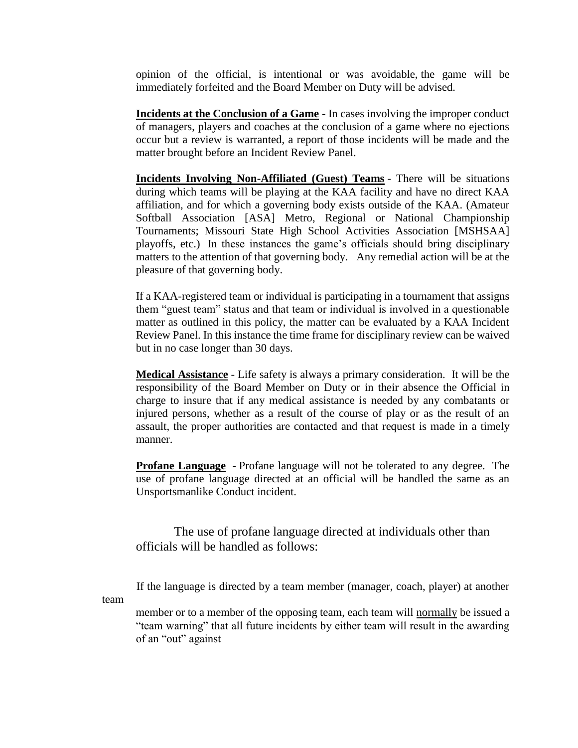opinion of the official, is intentional or was avoidable, the game will be immediately forfeited and the Board Member on Duty will be advised.

**Incidents at the Conclusion of a Game** - In cases involving the improper conduct of managers, players and coaches at the conclusion of a game where no ejections occur but a review is warranted, a report of those incidents will be made and the matter brought before an Incident Review Panel.

**Incidents Involving Non-Affiliated (Guest) Teams** - There will be situations during which teams will be playing at the KAA facility and have no direct KAA affiliation, and for which a governing body exists outside of the KAA. (Amateur Softball Association [ASA] Metro, Regional or National Championship Tournaments; Missouri State High School Activities Association [MSHSAA] playoffs, etc.) In these instances the game's officials should bring disciplinary matters to the attention of that governing body. Any remedial action will be at the pleasure of that governing body.

If a KAA-registered team or individual is participating in a tournament that assigns them "guest team" status and that team or individual is involved in a questionable matter as outlined in this policy, the matter can be evaluated by a KAA Incident Review Panel. In this instance the time frame for disciplinary review can be waived but in no case longer than 30 days.

**Medical Assistance** - Life safety is always a primary consideration. It will be the responsibility of the Board Member on Duty or in their absence the Official in charge to insure that if any medical assistance is needed by any combatants or injured persons, whether as a result of the course of play or as the result of an assault, the proper authorities are contacted and that request is made in a timely manner.

**Profane Language** - Profane language will not be tolerated to any degree. The use of profane language directed at an official will be handled the same as an Unsportsmanlike Conduct incident.

The use of profane language directed at individuals other than officials will be handled as follows:

If the language is directed by a team member (manager, coach, player) at another team member or to a member of the opposing team, each team will <u>normally</u> be issued a "team warning" that all future incidents by either team will result in the awarding of an "out" against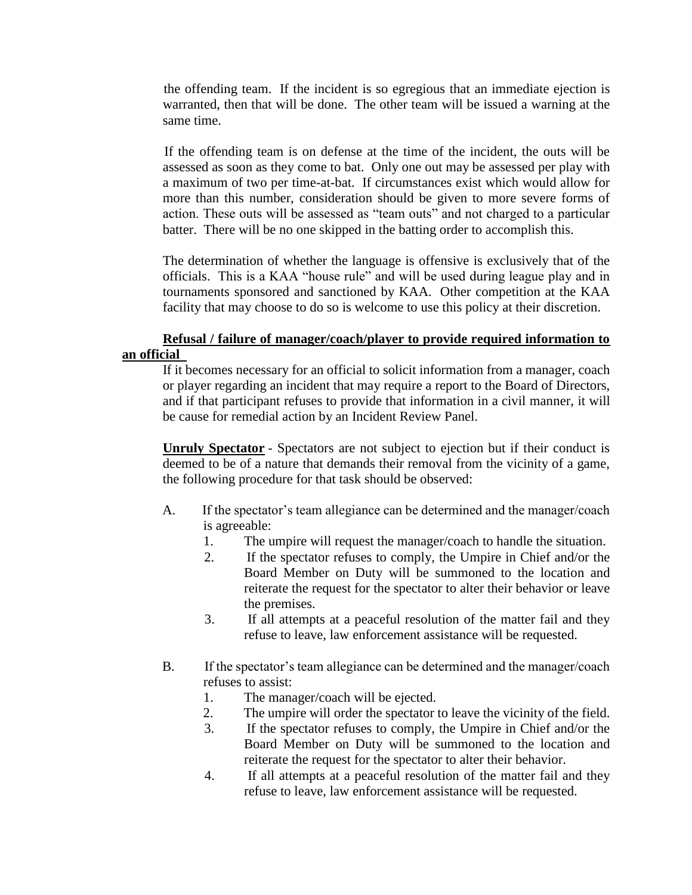the offending team. If the incident is so egregious that an immediate ejection is warranted, then that will be done. The other team will be issued a warning at the same time.

If the offending team is on defense at the time of the incident, the outs will be assessed as soon as they come to bat. Only one out may be assessed per play with a maximum of two per time-at-bat. If circumstances exist which would allow for more than this number, consideration should be given to more severe forms of action. These outs will be assessed as "team outs" and not charged to a particular batter. There will be no one skipped in the batting order to accomplish this.

The determination of whether the language is offensive is exclusively that of the officials. This is a KAA "house rule" and will be used during league play and in tournaments sponsored and sanctioned by KAA. Other competition at the KAA facility that may choose to do so is welcome to use this policy at their discretion.

**Refusal / failure of manager/coach/player to provide required information to an official**

If it becomes necessary for an official to solicit information from a manager, coach or player regarding an incident that may require a report to the Board of Directors, and if that participant refuses to provide that information in a civil manner, it will be cause for remedial action by an Incident Review Panel.

**Unruly Spectator** - Spectators are not subject to ejection but if their conduct is deemed to be of a nature that demands their removal from the vicinity of a game, the following procedure for that task should be observed:

A. If the spectator's team allegiance can be determined and the manager/coach is agreeable:
   1. The umpire will request the manager/coach to handle the situation.
   2. If the spectator refuses to comply, the Umpire in Chief and/or the Board Member on Duty will be summoned to the location and reiterate the request for the spectator to alter their behavior or leave the premises.
   3. If all attempts at a peaceful resolution of the matter fail and they refuse to leave, law enforcement assistance will be requested.

B. If the spectator's team allegiance can be determined and the manager/coach refuses to assist:
   1. The manager/coach will be ejected.
   2. The umpire will order the spectator to leave the vicinity of the field.
   3. If the spectator refuses to comply, the Umpire in Chief and/or the Board Member on Duty will be summoned to the location and reiterate the request for the spectator to alter their behavior.
   4. If all attempts at a peaceful resolution of the matter fail and they refuse to leave, law enforcement assistance will be requested.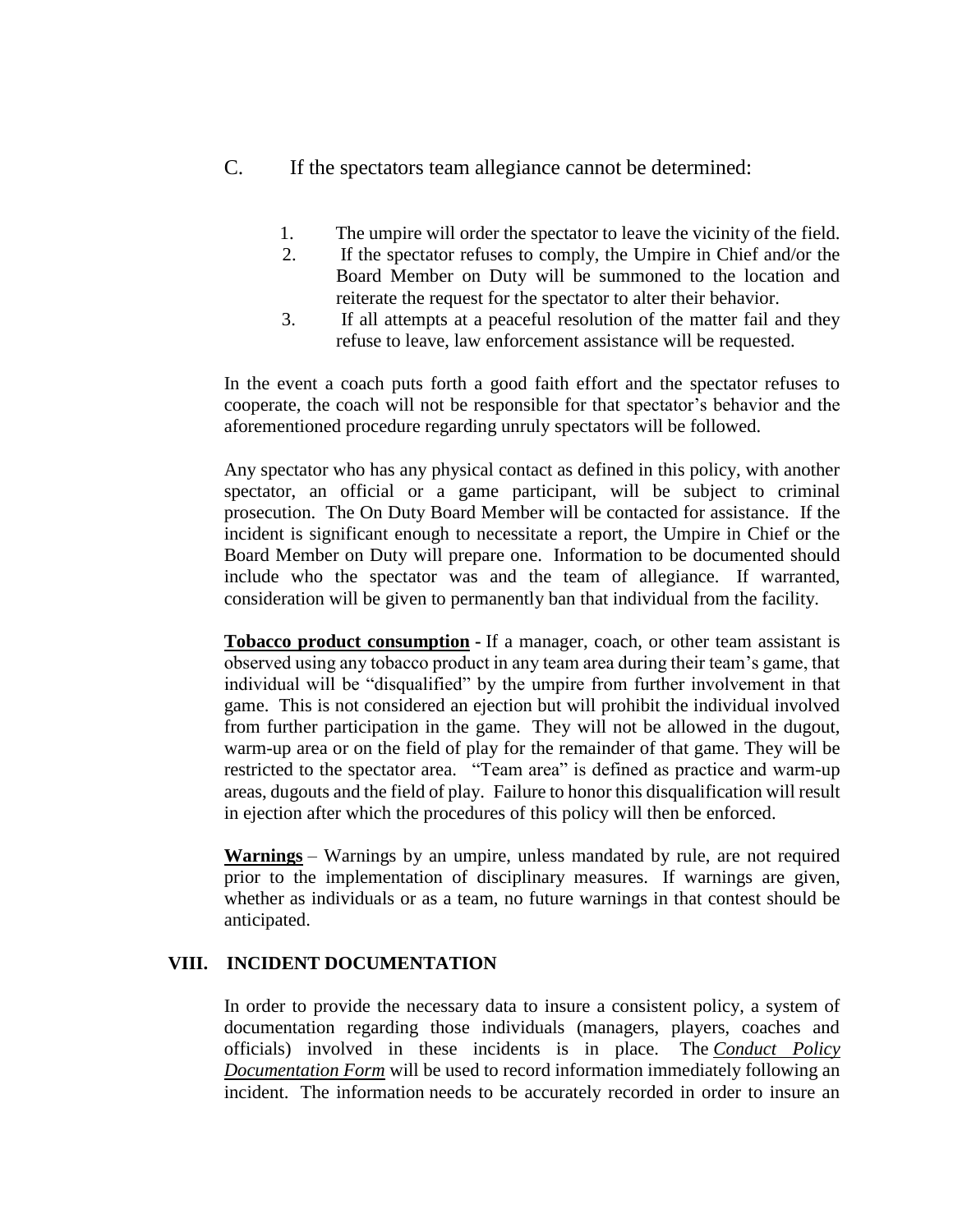C. If the spectators team allegiance cannot be determined:

1. The umpire will order the spectator to leave the vicinity of the field.
2. If the spectator refuses to comply, the Umpire in Chief and/or the Board Member on Duty will be summoned to the location and reiterate the request for the spectator to alter their behavior.
3. If all attempts at a peaceful resolution of the matter fail and they refuse to leave, law enforcement assistance will be requested.

In the event a coach puts forth a good faith effort and the spectator refuses to cooperate, the coach will not be responsible for that spectator's behavior and the aforementioned procedure regarding unruly spectators will be followed.

Any spectator who has any physical contact as defined in this policy, with another spectator, an official or a game participant, will be subject to criminal prosecution. The On Duty Board Member will be contacted for assistance. If the incident is significant enough to necessitate a report, the Umpire in Chief or the Board Member on Duty will prepare one. Information to be documented should include who the spectator was and the team of allegiance. If warranted, consideration will be given to permanently ban that individual from the facility.

**Tobacco product consumption** - If a manager, coach, or other team assistant is observed using any tobacco product in any team area during their team's game, that individual will be "disqualified" by the umpire from further involvement in that game. This is not considered an ejection but will prohibit the individual involved from further participation in the game. They will not be allowed in the dugout, warm-up area or on the field of play for the remainder of that game. They will be restricted to the spectator area. "Team area" is defined as practice and warm-up areas, dugouts and the field of play. Failure to honor this disqualification will result in ejection after which the procedures of this policy will then be enforced.

**Warnings** – Warnings by an umpire, unless mandated by rule, are not required prior to the implementation of disciplinary measures. If warnings are given, whether as individuals or as a team, no future warnings in that contest should be anticipated.

## VIII. INCIDENT DOCUMENTATION

In order to provide the necessary data to insure a consistent policy, a system of documentation regarding those individuals (managers, players, coaches and officials) involved in these incidents is in place. The ***Conduct Policy Documentation Form*** will be used to record information immediately following an incident. The information needs to be accurately recorded in order to insure an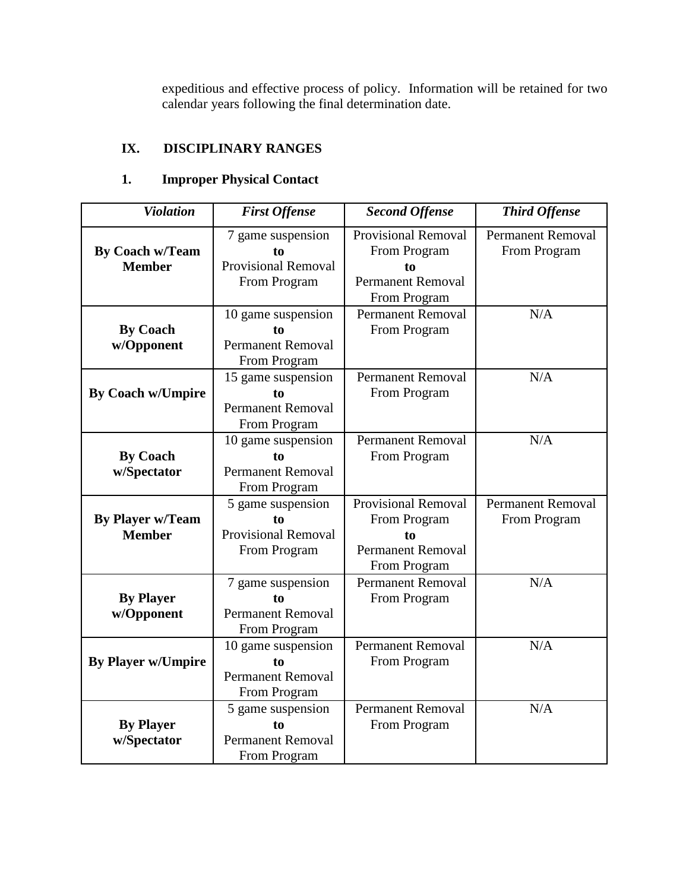expeditious and effective process of policy. Information will be retained for two calendar years following the final determination date.

## IX. DISCIPLINARY RANGES

### 1. Improper Physical Contact

| ***Violation*** | ***First Offense*** | ***Second Offense*** | ***Third Offense*** |
|---|---|---|---|
| **By Coach w/Team Member** | 7 game suspension **to** Provisional Removal From Program | Provisional Removal From Program **to** Permanent Removal From Program | Permanent Removal From Program |
| **By Coach w/Opponent** | 10 game suspension **to** Permanent Removal From Program | Permanent Removal From Program | N/A |
| **By Coach w/Umpire** | 15 game suspension **to** Permanent Removal From Program | Permanent Removal From Program | N/A |
| **By Coach w/Spectator** | 10 game suspension **to** Permanent Removal From Program | Permanent Removal From Program | N/A |
| **By Player w/Team Member** | 5 game suspension **to** Provisional Removal From Program | Provisional Removal From Program **to** Permanent Removal From Program | Permanent Removal From Program |
| **By Player w/Opponent** | 7 game suspension **to** Permanent Removal From Program | Permanent Removal From Program | N/A |
| **By Player w/Umpire** | 10 game suspension **to** Permanent Removal From Program | Permanent Removal From Program | N/A |
| **By Player w/Spectator** | 5 game suspension **to** Permanent Removal From Program | Permanent Removal From Program | N/A |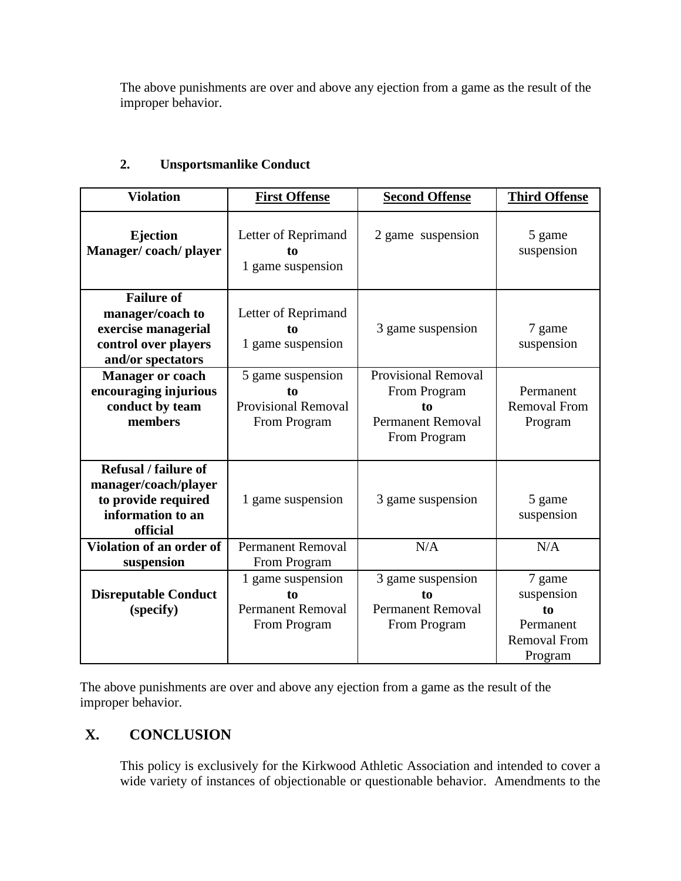The above punishments are over and above any ejection from a game as the result of the improper behavior.

### 2. Unsportsmanlike Conduct

| Violation | First Offense | Second Offense | Third Offense |
|---|---|---|---|
| **Ejection Manager/ coach/ player** | Letter of Reprimand **to** 1 game suspension | 2 game suspension | 5 game suspension |
| **Failure of manager/coach to exercise managerial control over players and/or spectators** | Letter of Reprimand **to** 1 game suspension | 3 game suspension | 7 game suspension |
| **Manager or coach encouraging injurious conduct by team members** | 5 game suspension **to** Provisional Removal From Program | Provisional Removal From Program **to** Permanent Removal From Program | Permanent Removal From Program |
| **Refusal / failure of manager/coach/player to provide required information to an official** | 1 game suspension | 3 game suspension | 5 game suspension |
| **Violation of an order of suspension** | Permanent Removal From Program | N/A | N/A |
| **Disreputable Conduct (specify)** | 1 game suspension **to** Permanent Removal From Program | 3 game suspension **to** Permanent Removal From Program | 7 game suspension **to** Permanent Removal From Program |

The above punishments are over and above any ejection from a game as the result of the improper behavior.

## X. CONCLUSION

This policy is exclusively for the Kirkwood Athletic Association and intended to cover a wide variety of instances of objectionable or questionable behavior. Amendments to the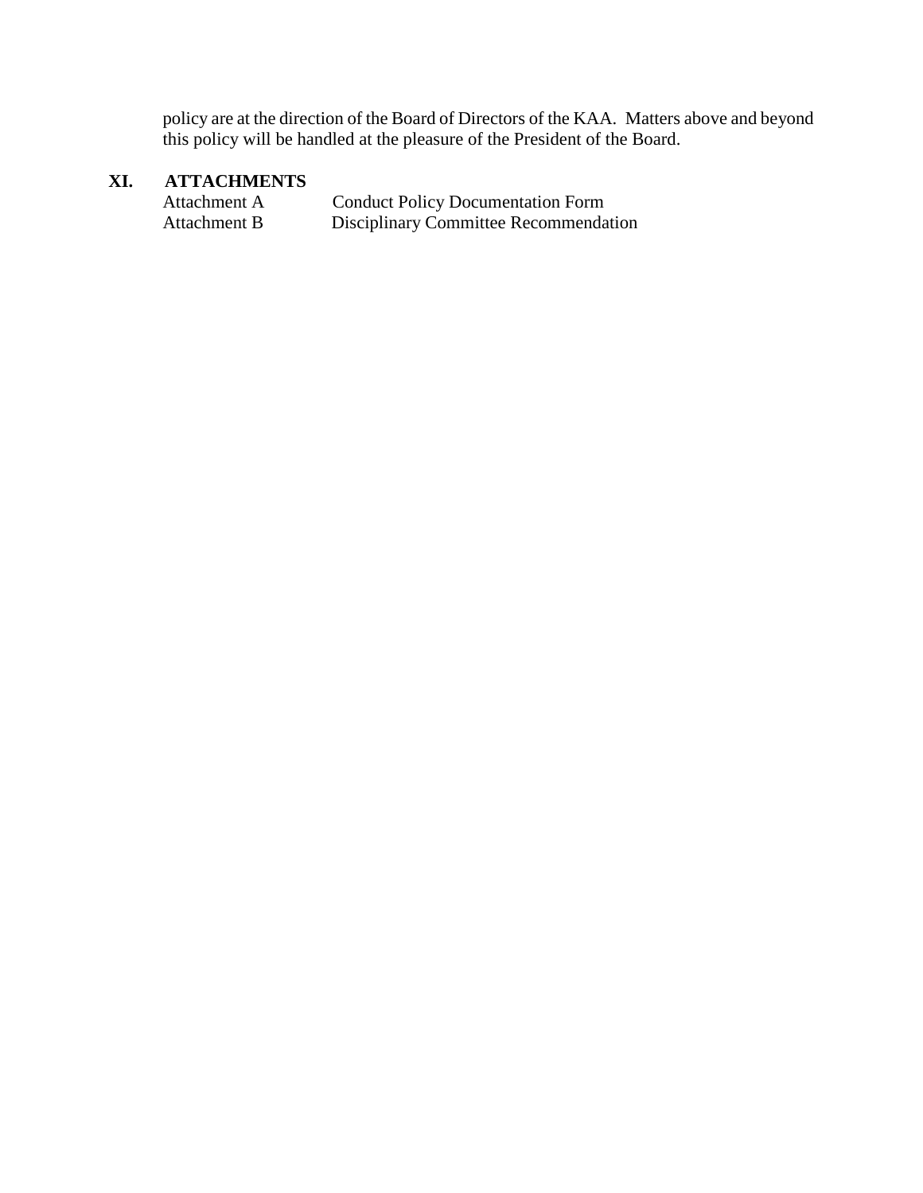policy are at the direction of the Board of Directors of the KAA. Matters above and beyond this policy will be handled at the pleasure of the President of the Board.

## XI. ATTACHMENTS

| | |
|---|---|
| Attachment A | Conduct Policy Documentation Form |
| Attachment B | Disciplinary Committee Recommendation |